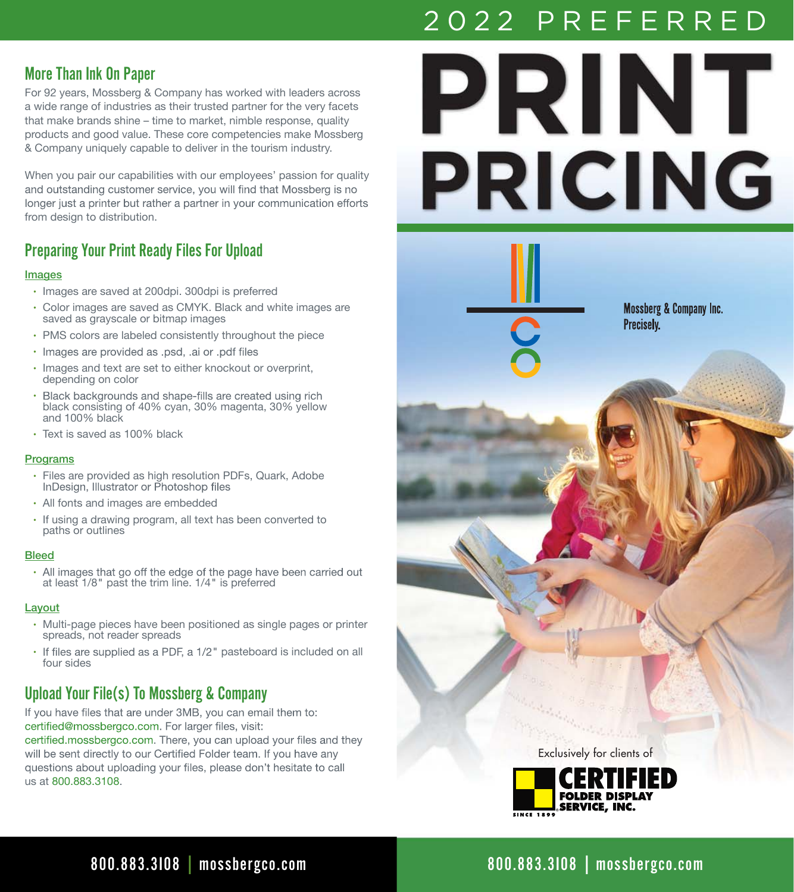# 2022 PREFERRED PRINT PRICING

Mossberg & Company Inc.
Precisely.

Exclusively for clients of

CERTIFIED FOLDER DISPLAY SERVICE, INC.
SINCE 1899

## More Than Ink On Paper

For 92 years, Mossberg & Company has worked with leaders across a wide range of industries as their trusted partner for the very facets that make brands shine – time to market, nimble response, quality products and good value. These core competencies make Mossberg & Company uniquely capable to deliver in the tourism industry.

When you pair our capabilities with our employees' passion for quality and outstanding customer service, you will find that Mossberg is no longer just a printer but rather a partner in your communication efforts from design to distribution.

## Preparing Your Print Ready Files For Upload

### Images

- Images are saved at 200dpi. 300dpi is preferred
- Color images are saved as CMYK. Black and white images are saved as grayscale or bitmap images
- PMS colors are labeled consistently throughout the piece
- Images are provided as .psd, .ai or .pdf files
- Images and text are set to either knockout or overprint, depending on color
- Black backgrounds and shape-fills are created using rich black consisting of 40% cyan, 30% magenta, 30% yellow and 100% black
- Text is saved as 100% black

### Programs

- Files are provided as high resolution PDFs, Quark, Adobe InDesign, Illustrator or Photoshop files
- All fonts and images are embedded
- If using a drawing program, all text has been converted to paths or outlines

### Bleed

- All images that go off the edge of the page have been carried out at least 1/8" past the trim line. 1/4" is preferred

### Layout

- Multi-page pieces have been positioned as single pages or printer spreads, not reader spreads
- If files are supplied as a PDF, a 1/2" pasteboard is included on all four sides

## Upload Your File(s) To Mossberg & Company

If you have files that are under 3MB, you can email them to: certified@mossbergco.com. For larger files, visit: certified.mossbergco.com. There, you can upload your files and they will be sent directly to our Certified Folder team. If you have any questions about uploading your files, please don't hesitate to call us at 800.883.3108.

800.883.3108 | mossbergco.com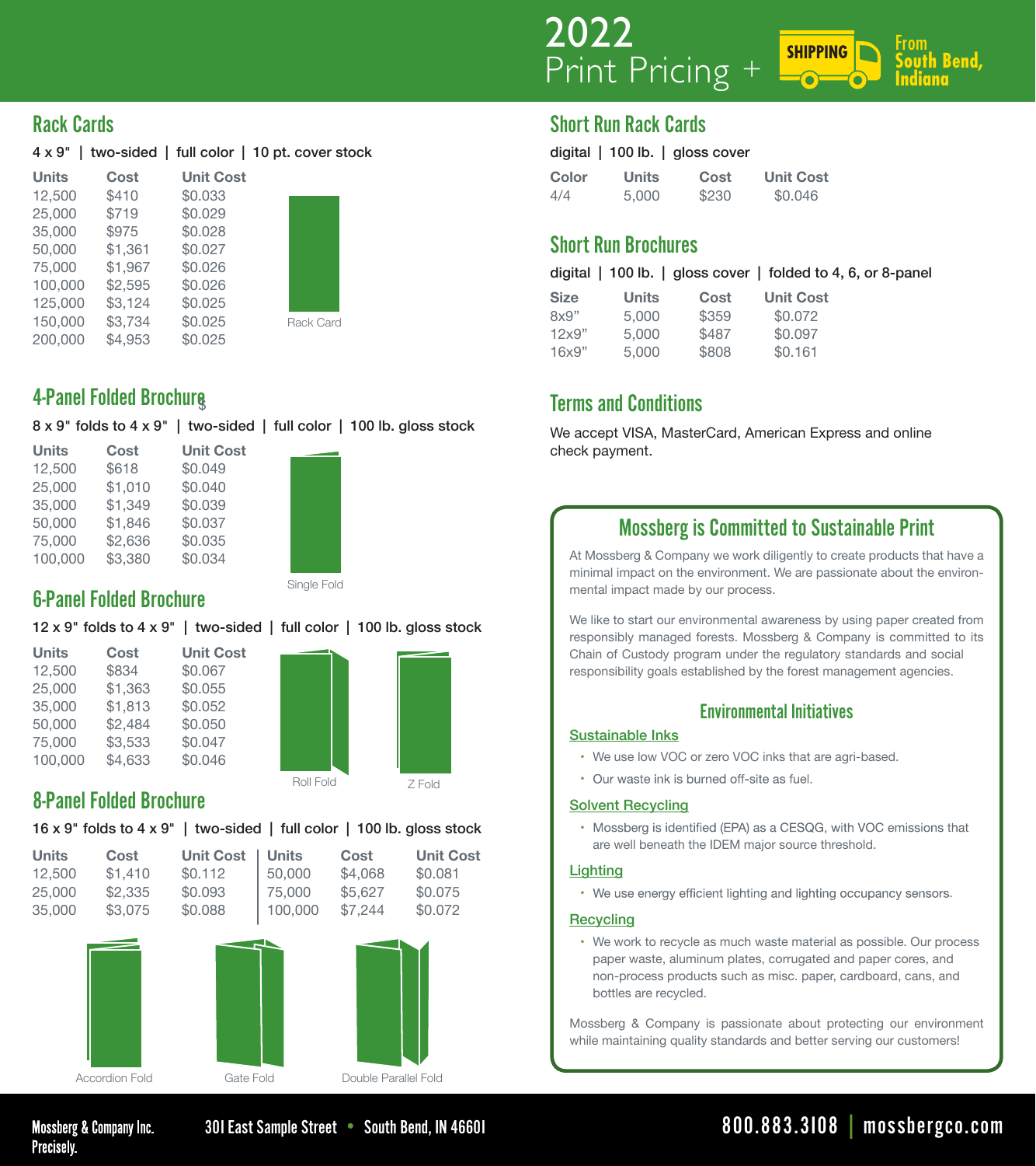# 2022 Print Pricing + SHIPPING From South Bend, Indiana

## Rack Cards

4 x 9" | two-sided | full color | 10 pt. cover stock

| Units | Cost | Unit Cost |
|---|---|---|
| 12,500 | $410 | $0.033 |
| 25,000 | $719 | $0.029 |
| 35,000 | $975 | $0.028 |
| 50,000 | $1,361 | $0.027 |
| 75,000 | $1,967 | $0.026 |
| 100,000 | $2,595 | $0.026 |
| 125,000 | $3,124 | $0.025 |
| 150,000 | $3,734 | $0.025 |
| 200,000 | $4,953 | $0.025 |

Rack Card

## 4-Panel Folded Brochures

8 x 9" folds to 4 x 9" | two-sided | full color | 100 lb. gloss stock

| Units | Cost | Unit Cost |
|---|---|---|
| 12,500 | $618 | $0.049 |
| 25,000 | $1,010 | $0.040 |
| 35,000 | $1,349 | $0.039 |
| 50,000 | $1,846 | $0.037 |
| 75,000 | $2,636 | $0.035 |
| 100,000 | $3,380 | $0.034 |

Single Fold

## 6-Panel Folded Brochure

12 x 9" folds to 4 x 9" | two-sided | full color | 100 lb. gloss stock

| Units | Cost | Unit Cost |
|---|---|---|
| 12,500 | $834 | $0.067 |
| 25,000 | $1,363 | $0.055 |
| 35,000 | $1,813 | $0.052 |
| 50,000 | $2,484 | $0.050 |
| 75,000 | $3,533 | $0.047 |
| 100,000 | $4,633 | $0.046 |

Roll Fold

Z Fold

## 8-Panel Folded Brochure

16 x 9" folds to 4 x 9" | two-sided | full color | 100 lb. gloss stock

| Units | Cost | Unit Cost |
|---|---|---|
| 12,500 | $1,410 | $0.112 |
| 25,000 | $2,335 | $0.093 |
| 35,000 | $3,075 | $0.088 |
| 50,000 | $4,068 | $0.081 |
| 75,000 | $5,627 | $0.075 |
| 100,000 | $7,244 | $0.072 |

Accordion Fold

Gate Fold

Double Parallel Fold

## Short Run Rack Cards

digital | 100 lb. | gloss cover

| Color | Units | Cost | Unit Cost |
|---|---|---|---|
| 4/4 | 5,000 | $230 | $0.046 |

## Short Run Brochures

digital | 100 lb. | gloss cover | folded to 4, 6, or 8-panel

| Size | Units | Cost | Unit Cost |
|---|---|---|---|
| 8x9" | 5,000 | $359 | $0.072 |
| 12x9" | 5,000 | $487 | $0.097 |
| 16x9" | 5,000 | $808 | $0.161 |

## Terms and Conditions

We accept VISA, MasterCard, American Express and online check payment.

## Mossberg is Committed to Sustainable Print

At Mossberg & Company we work diligently to create products that have a minimal impact on the environment. We are passionate about the environmental impact made by our process.

We like to start our environmental awareness by using paper created from responsibly managed forests. Mossberg & Company is committed to its Chain of Custody program under the regulatory standards and social responsibility goals established by the forest management agencies.

### Environmental Initiatives

**Sustainable Inks**

- We use low VOC or zero VOC inks that are agri-based.
- Our waste ink is burned off-site as fuel.

**Solvent Recycling**

- Mossberg is identified (EPA) as a CESQG, with VOC emissions that are well beneath the IDEM major source threshold.

**Lighting**

- We use energy efficient lighting and lighting occupancy sensors.

**Recycling**

- We work to recycle as much waste material as possible. Our process paper waste, aluminum plates, corrugated and paper cores, and non-process products such as misc. paper, cardboard, cans, and bottles are recycled.

Mossberg & Company is passionate about protecting our environment while maintaining quality standards and better serving our customers!

Mossberg & Company Inc. Precisely. 301 East Sample Street • South Bend, IN 46601 800.883.3108 | mossbergco.com